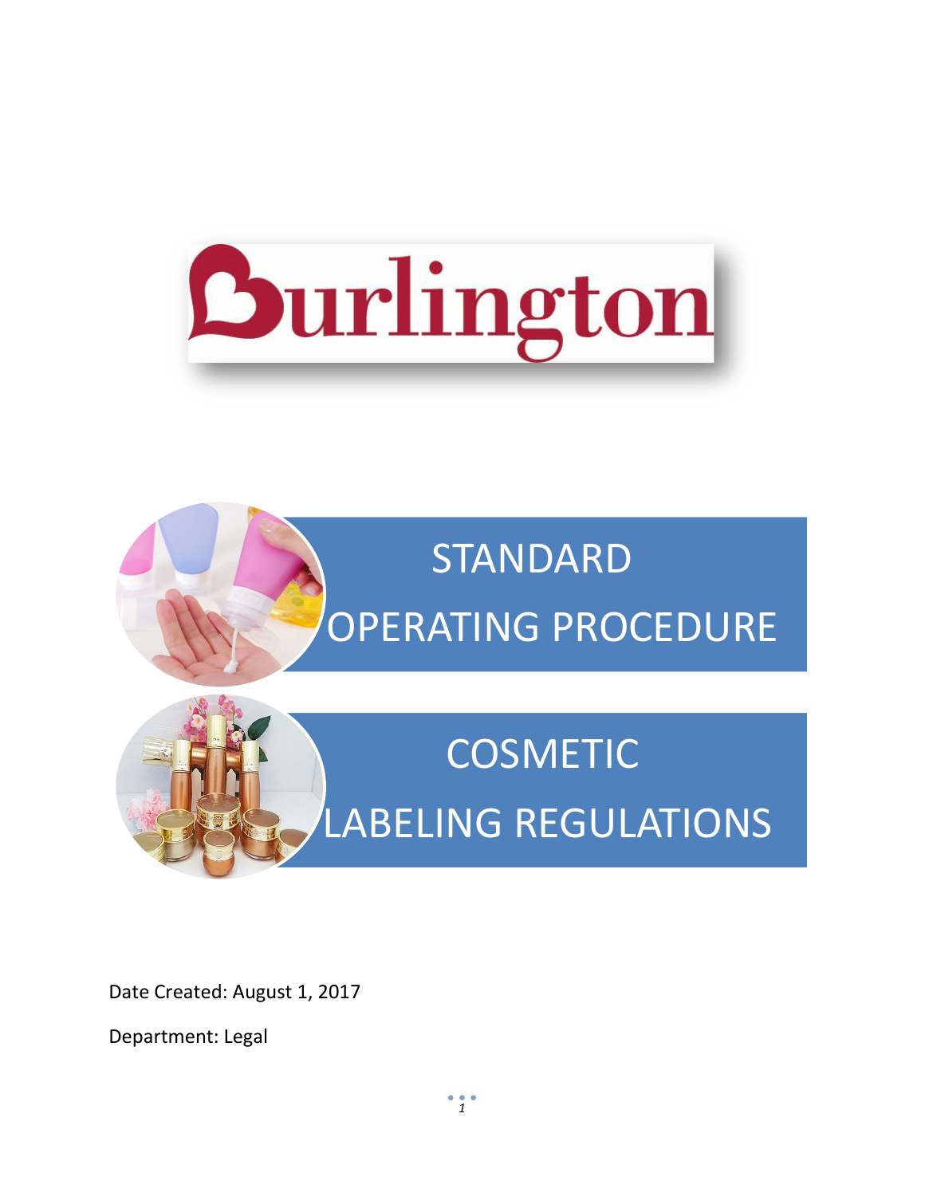# Burlington

# STANDARD OPERATING PROCEDURE

# COSMETIC LABELING REGULATIONS

Date Created: August 1, 2017

Department: Legal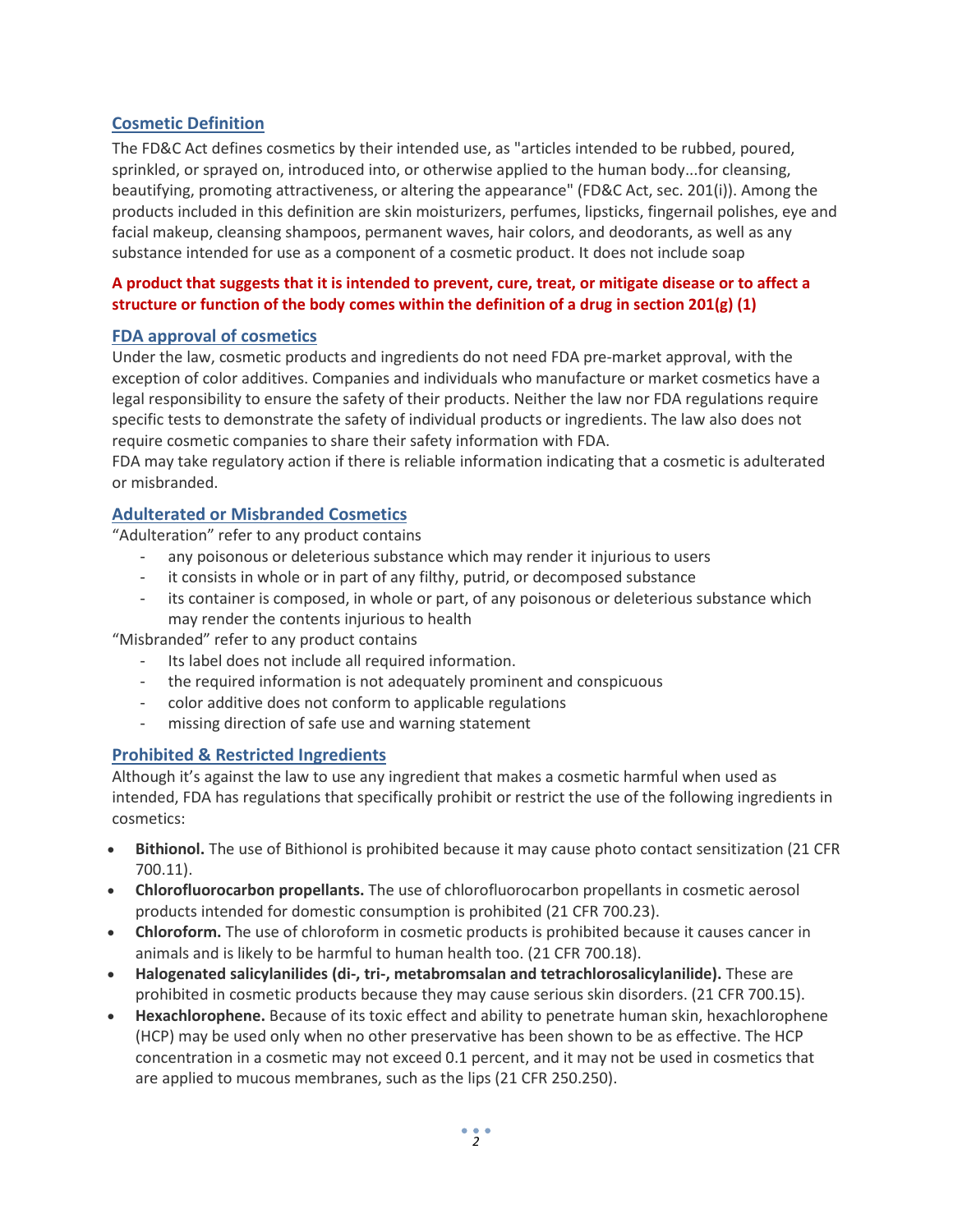## Cosmetic Definition

The FD&C Act defines cosmetics by their intended use, as "articles intended to be rubbed, poured, sprinkled, or sprayed on, introduced into, or otherwise applied to the human body...for cleansing, beautifying, promoting attractiveness, or altering the appearance" (FD&C Act, sec. 201(i)). Among the products included in this definition are skin moisturizers, perfumes, lipsticks, fingernail polishes, eye and facial makeup, cleansing shampoos, permanent waves, hair colors, and deodorants, as well as any substance intended for use as a component of a cosmetic product. It does not include soap

**A product that suggests that it is intended to prevent, cure, treat, or mitigate disease or to affect a structure or function of the body comes within the definition of a drug in section 201(g) (1)**

## FDA approval of cosmetics

Under the law, cosmetic products and ingredients do not need FDA pre-market approval, with the exception of color additives. Companies and individuals who manufacture or market cosmetics have a legal responsibility to ensure the safety of their products. Neither the law nor FDA regulations require specific tests to demonstrate the safety of individual products or ingredients. The law also does not require cosmetic companies to share their safety information with FDA.
FDA may take regulatory action if there is reliable information indicating that a cosmetic is adulterated or misbranded.

## Adulterated or Misbranded Cosmetics

"Adulteration" refer to any product contains

- any poisonous or deleterious substance which may render it injurious to users
- it consists in whole or in part of any filthy, putrid, or decomposed substance
- its container is composed, in whole or part, of any poisonous or deleterious substance which may render the contents injurious to health

"Misbranded" refer to any product contains

- Its label does not include all required information.
- the required information is not adequately prominent and conspicuous
- color additive does not conform to applicable regulations
- missing direction of safe use and warning statement

## Prohibited & Restricted Ingredients

Although it's against the law to use any ingredient that makes a cosmetic harmful when used as intended, FDA has regulations that specifically prohibit or restrict the use of the following ingredients in cosmetics:

- **Bithionol.** The use of Bithionol is prohibited because it may cause photo contact sensitization (21 CFR 700.11).
- **Chlorofluorocarbon propellants.** The use of chlorofluorocarbon propellants in cosmetic aerosol products intended for domestic consumption is prohibited (21 CFR 700.23).
- **Chloroform.** The use of chloroform in cosmetic products is prohibited because it causes cancer in animals and is likely to be harmful to human health too. (21 CFR 700.18).
- **Halogenated salicylanilides (di-, tri-, metabromsalan and tetrachlorosalicylanilide).** These are prohibited in cosmetic products because they may cause serious skin disorders. (21 CFR 700.15).
- **Hexachlorophene.** Because of its toxic effect and ability to penetrate human skin, hexachlorophene (HCP) may be used only when no other preservative has been shown to be as effective. The HCP concentration in a cosmetic may not exceed 0.1 percent, and it may not be used in cosmetics that are applied to mucous membranes, such as the lips (21 CFR 250.250).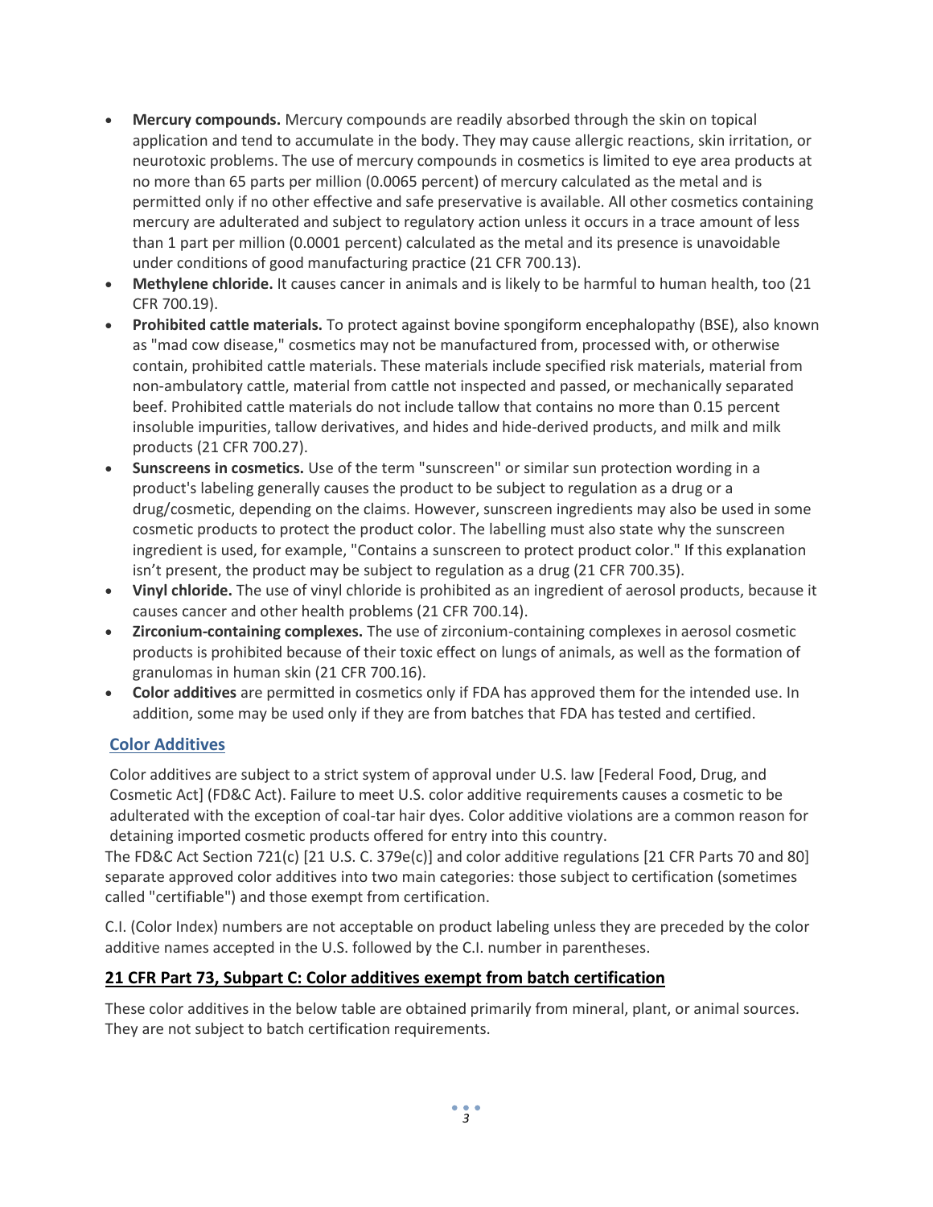- **Mercury compounds.** Mercury compounds are readily absorbed through the skin on topical application and tend to accumulate in the body. They may cause allergic reactions, skin irritation, or neurotoxic problems. The use of mercury compounds in cosmetics is limited to eye area products at no more than 65 parts per million (0.0065 percent) of mercury calculated as the metal and is permitted only if no other effective and safe preservative is available. All other cosmetics containing mercury are adulterated and subject to regulatory action unless it occurs in a trace amount of less than 1 part per million (0.0001 percent) calculated as the metal and its presence is unavoidable under conditions of good manufacturing practice (21 CFR 700.13).
- **Methylene chloride.** It causes cancer in animals and is likely to be harmful to human health, too (21 CFR 700.19).
- **Prohibited cattle materials.** To protect against bovine spongiform encephalopathy (BSE), also known as "mad cow disease," cosmetics may not be manufactured from, processed with, or otherwise contain, prohibited cattle materials. These materials include specified risk materials, material from non-ambulatory cattle, material from cattle not inspected and passed, or mechanically separated beef. Prohibited cattle materials do not include tallow that contains no more than 0.15 percent insoluble impurities, tallow derivatives, and hides and hide-derived products, and milk and milk products (21 CFR 700.27).
- **Sunscreens in cosmetics.** Use of the term "sunscreen" or similar sun protection wording in a product's labeling generally causes the product to be subject to regulation as a drug or a drug/cosmetic, depending on the claims. However, sunscreen ingredients may also be used in some cosmetic products to protect the product color. The labelling must also state why the sunscreen ingredient is used, for example, "Contains a sunscreen to protect product color." If this explanation isn't present, the product may be subject to regulation as a drug (21 CFR 700.35).
- **Vinyl chloride.** The use of vinyl chloride is prohibited as an ingredient of aerosol products, because it causes cancer and other health problems (21 CFR 700.14).
- **Zirconium-containing complexes.** The use of zirconium-containing complexes in aerosol cosmetic products is prohibited because of their toxic effect on lungs of animals, as well as the formation of granulomas in human skin (21 CFR 700.16).
- **Color additives** are permitted in cosmetics only if FDA has approved them for the intended use. In addition, some may be used only if they are from batches that FDA has tested and certified.

## Color Additives

Color additives are subject to a strict system of approval under U.S. law [Federal Food, Drug, and Cosmetic Act] (FD&C Act). Failure to meet U.S. color additive requirements causes a cosmetic to be adulterated with the exception of coal-tar hair dyes. Color additive violations are a common reason for detaining imported cosmetic products offered for entry into this country.

The FD&C Act Section 721(c) [21 U.S. C. 379e(c)] and color additive regulations [21 CFR Parts 70 and 80] separate approved color additives into two main categories: those subject to certification (sometimes called "certifiable") and those exempt from certification.

C.I. (Color Index) numbers are not acceptable on product labeling unless they are preceded by the color additive names accepted in the U.S. followed by the C.I. number in parentheses.

### 21 CFR Part 73, Subpart C: Color additives exempt from batch certification

These color additives in the below table are obtained primarily from mineral, plant, or animal sources. They are not subject to batch certification requirements.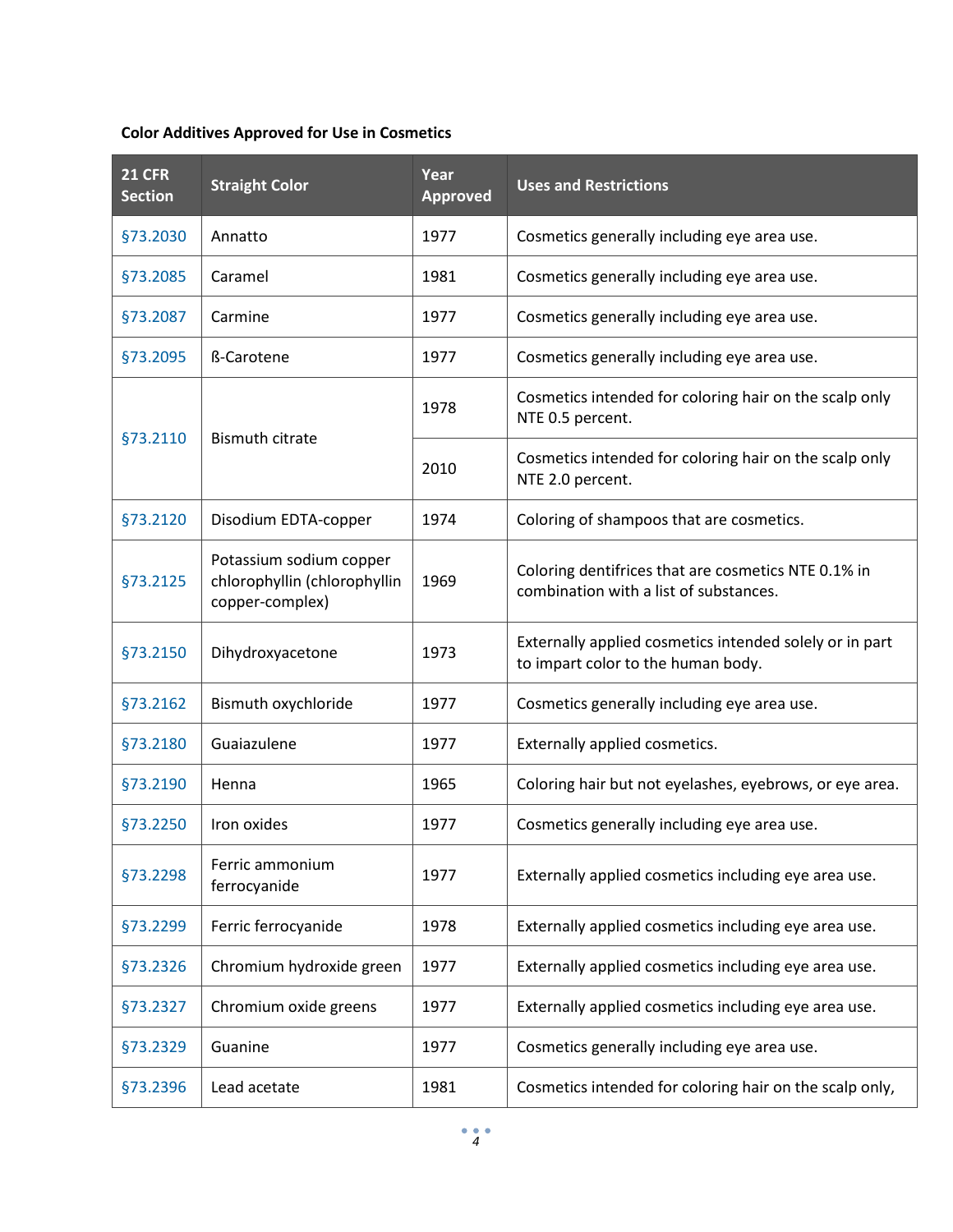**Color Additives Approved for Use in Cosmetics**

| 21 CFR Section | Straight Color | Year Approved | Uses and Restrictions |
|---|---|---|---|
| §73.2030 | Annatto | 1977 | Cosmetics generally including eye area use. |
| §73.2085 | Caramel | 1981 | Cosmetics generally including eye area use. |
| §73.2087 | Carmine | 1977 | Cosmetics generally including eye area use. |
| §73.2095 | ß-Carotene | 1977 | Cosmetics generally including eye area use. |
| §73.2110 | Bismuth citrate | 1978 | Cosmetics intended for coloring hair on the scalp only NTE 0.5 percent. |
| | | 2010 | Cosmetics intended for coloring hair on the scalp only NTE 2.0 percent. |
| §73.2120 | Disodium EDTA-copper | 1974 | Coloring of shampoos that are cosmetics. |
| §73.2125 | Potassium sodium copper chlorophyllin (chlorophyllin copper-complex) | 1969 | Coloring dentifrices that are cosmetics NTE 0.1% in combination with a list of substances. |
| §73.2150 | Dihydroxyacetone | 1973 | Externally applied cosmetics intended solely or in part to impart color to the human body. |
| §73.2162 | Bismuth oxychloride | 1977 | Cosmetics generally including eye area use. |
| §73.2180 | Guaiazulene | 1977 | Externally applied cosmetics. |
| §73.2190 | Henna | 1965 | Coloring hair but not eyelashes, eyebrows, or eye area. |
| §73.2250 | Iron oxides | 1977 | Cosmetics generally including eye area use. |
| §73.2298 | Ferric ammonium ferrocyanide | 1977 | Externally applied cosmetics including eye area use. |
| §73.2299 | Ferric ferrocyanide | 1978 | Externally applied cosmetics including eye area use. |
| §73.2326 | Chromium hydroxide green | 1977 | Externally applied cosmetics including eye area use. |
| §73.2327 | Chromium oxide greens | 1977 | Externally applied cosmetics including eye area use. |
| §73.2329 | Guanine | 1977 | Cosmetics generally including eye area use. |
| §73.2396 | Lead acetate | 1981 | Cosmetics intended for coloring hair on the scalp only, |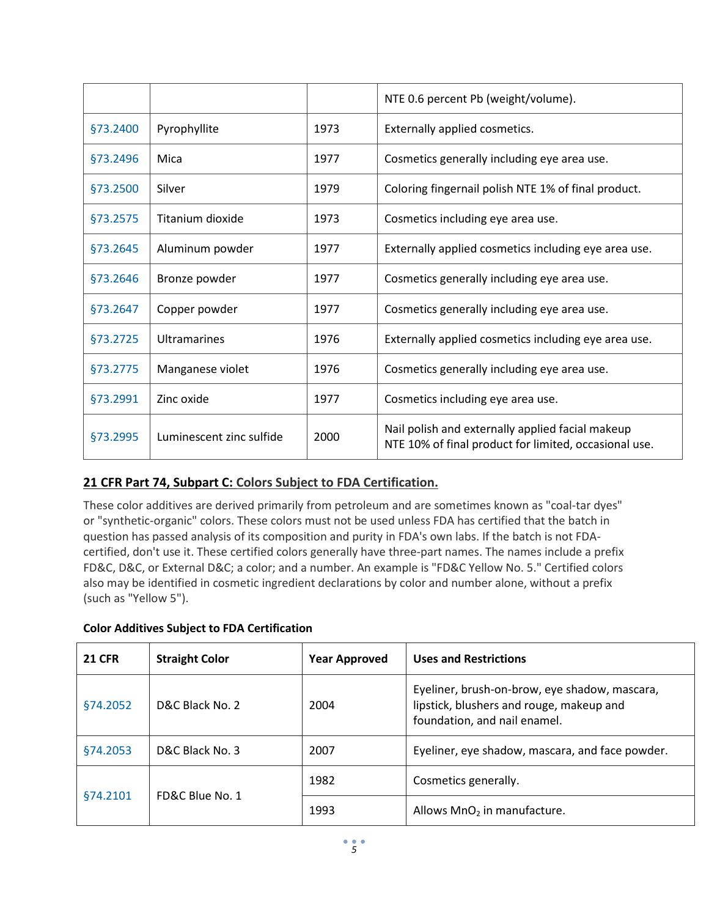| | | | NTE 0.6 percent Pb (weight/volume). |
|---|---|---|---|
| §73.2400 | Pyrophyllite | 1973 | Externally applied cosmetics. |
| §73.2496 | Mica | 1977 | Cosmetics generally including eye area use. |
| §73.2500 | Silver | 1979 | Coloring fingernail polish NTE 1% of final product. |
| §73.2575 | Titanium dioxide | 1973 | Cosmetics including eye area use. |
| §73.2645 | Aluminum powder | 1977 | Externally applied cosmetics including eye area use. |
| §73.2646 | Bronze powder | 1977 | Cosmetics generally including eye area use. |
| §73.2647 | Copper powder | 1977 | Cosmetics generally including eye area use. |
| §73.2725 | Ultramarines | 1976 | Externally applied cosmetics including eye area use. |
| §73.2775 | Manganese violet | 1976 | Cosmetics generally including eye area use. |
| §73.2991 | Zinc oxide | 1977 | Cosmetics including eye area use. |
| §73.2995 | Luminescent zinc sulfide | 2000 | Nail polish and externally applied facial makeup NTE 10% of final product for limited, occasional use. |

**21 CFR Part 74, Subpart C: Colors Subject to FDA Certification.**

These color additives are derived primarily from petroleum and are sometimes known as "coal-tar dyes" or "synthetic-organic" colors. These colors must not be used unless FDA has certified that the batch in question has passed analysis of its composition and purity in FDA's own labs. If the batch is not FDA-certified, don't use it. These certified colors generally have three-part names. The names include a prefix FD&C, D&C, or External D&C; a color; and a number. An example is "FD&C Yellow No. 5." Certified colors also may be identified in cosmetic ingredient declarations by color and number alone, without a prefix (such as "Yellow 5").

**Color Additives Subject to FDA Certification**

| 21 CFR | Straight Color | Year Approved | Uses and Restrictions |
|---|---|---|---|
| §74.2052 | D&C Black No. 2 | 2004 | Eyeliner, brush-on-brow, eye shadow, mascara, lipstick, blushers and rouge, makeup and foundation, and nail enamel. |
| §74.2053 | D&C Black No. 3 | 2007 | Eyeliner, eye shadow, mascara, and face powder. |
| §74.2101 | FD&C Blue No. 1 | 1982 | Cosmetics generally. |
| | | 1993 | Allows $MnO_2$ in manufacture. |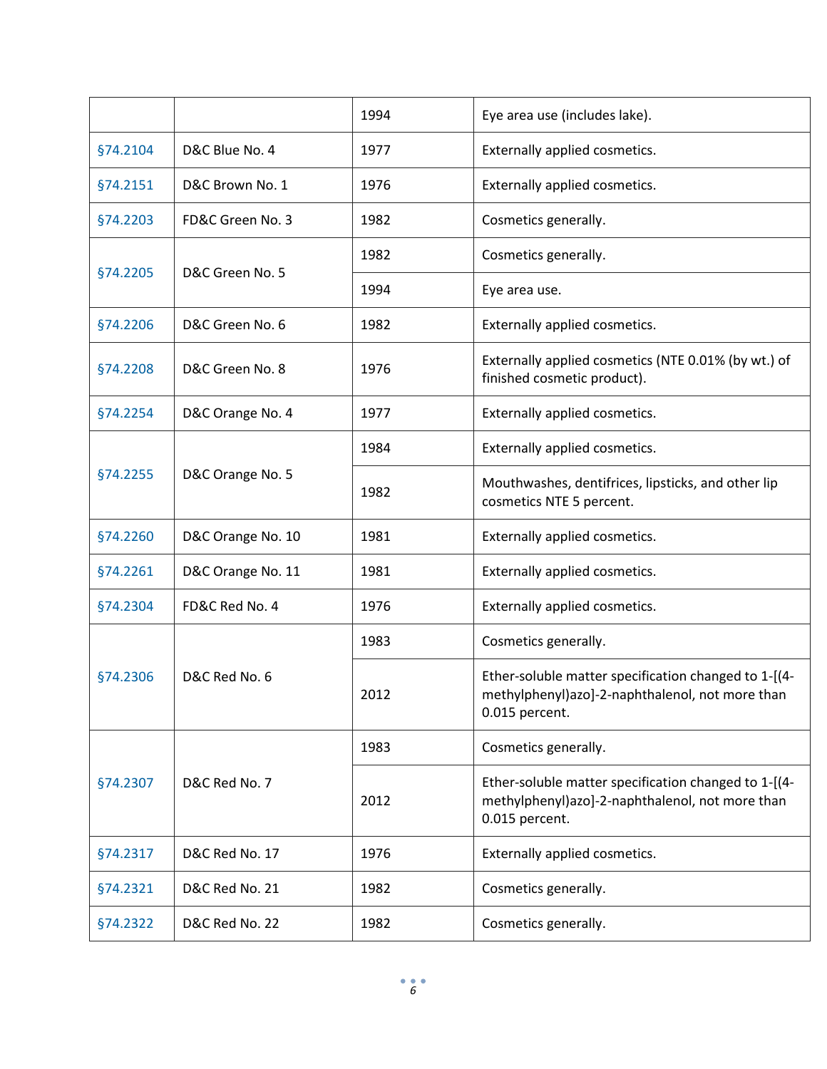| | | | |
|---|---|---|---|
| | | 1994 | Eye area use (includes lake). |
| §74.2104 | D&C Blue No. 4 | 1977 | Externally applied cosmetics. |
| §74.2151 | D&C Brown No. 1 | 1976 | Externally applied cosmetics. |
| §74.2203 | FD&C Green No. 3 | 1982 | Cosmetics generally. |
| §74.2205 | D&C Green No. 5 | 1982 | Cosmetics generally. |
| | | 1994 | Eye area use. |
| §74.2206 | D&C Green No. 6 | 1982 | Externally applied cosmetics. |
| §74.2208 | D&C Green No. 8 | 1976 | Externally applied cosmetics (NTE 0.01% (by wt.) of finished cosmetic product). |
| §74.2254 | D&C Orange No. 4 | 1977 | Externally applied cosmetics. |
| §74.2255 | D&C Orange No. 5 | 1984 | Externally applied cosmetics. |
| | | 1982 | Mouthwashes, dentifrices, lipsticks, and other lip cosmetics NTE 5 percent. |
| §74.2260 | D&C Orange No. 10 | 1981 | Externally applied cosmetics. |
| §74.2261 | D&C Orange No. 11 | 1981 | Externally applied cosmetics. |
| §74.2304 | FD&C Red No. 4 | 1976 | Externally applied cosmetics. |
| §74.2306 | D&C Red No. 6 | 1983 | Cosmetics generally. |
| | | 2012 | Ether-soluble matter specification changed to 1-[(4-methylphenyl)azo]-2-naphthalenol, not more than 0.015 percent. |
| §74.2307 | D&C Red No. 7 | 1983 | Cosmetics generally. |
| | | 2012 | Ether-soluble matter specification changed to 1-[(4-methylphenyl)azo]-2-naphthalenol, not more than 0.015 percent. |
| §74.2317 | D&C Red No. 17 | 1976 | Externally applied cosmetics. |
| §74.2321 | D&C Red No. 21 | 1982 | Cosmetics generally. |
| §74.2322 | D&C Red No. 22 | 1982 | Cosmetics generally. |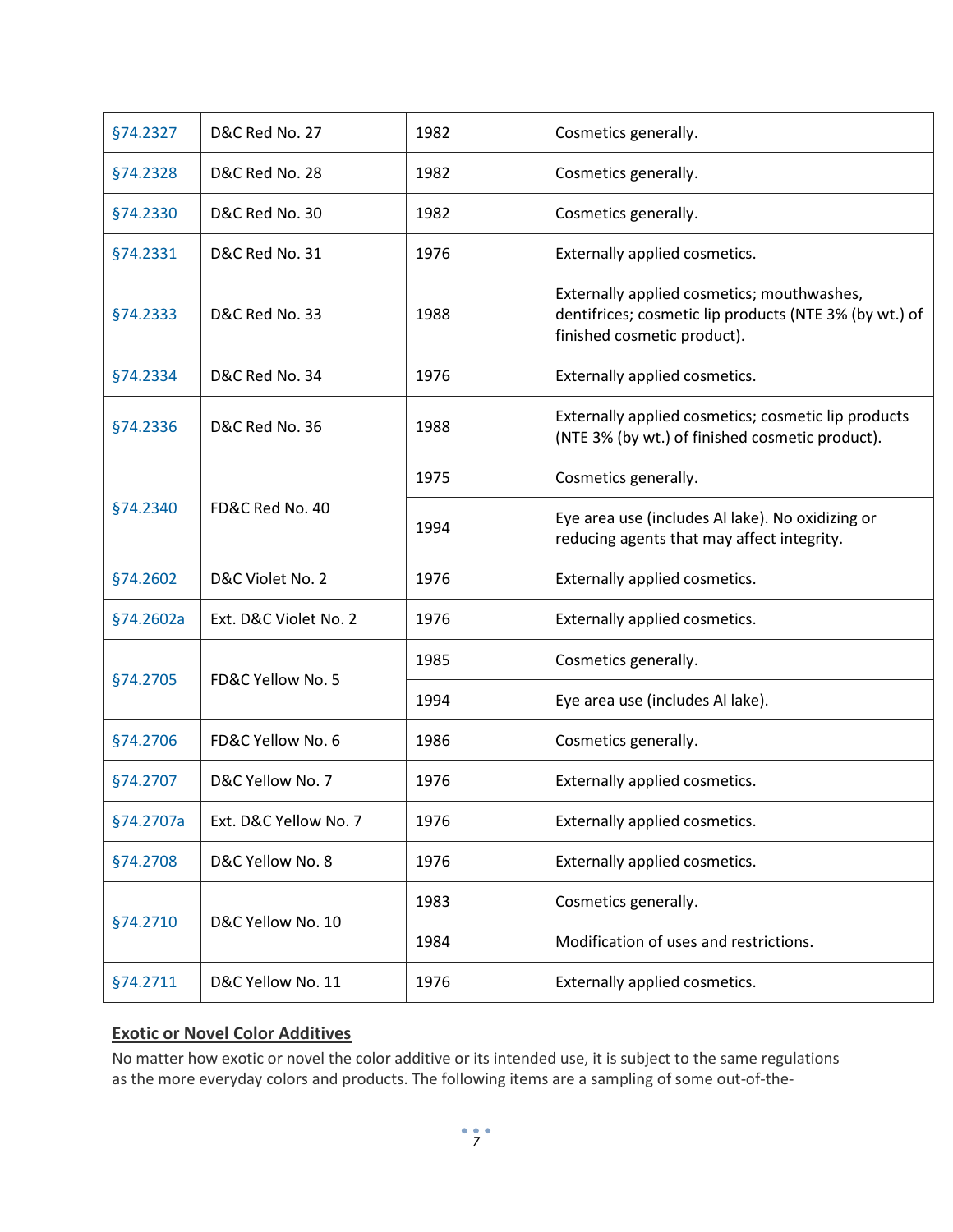| §74.2327 | D&C Red No. 27 | 1982 | Cosmetics generally. |
|---|---|---|---|
| §74.2328 | D&C Red No. 28 | 1982 | Cosmetics generally. |
| §74.2330 | D&C Red No. 30 | 1982 | Cosmetics generally. |
| §74.2331 | D&C Red No. 31 | 1976 | Externally applied cosmetics. |
| §74.2333 | D&C Red No. 33 | 1988 | Externally applied cosmetics; mouthwashes, dentifrices; cosmetic lip products (NTE 3% (by wt.) of finished cosmetic product). |
| §74.2334 | D&C Red No. 34 | 1976 | Externally applied cosmetics. |
| §74.2336 | D&C Red No. 36 | 1988 | Externally applied cosmetics; cosmetic lip products (NTE 3% (by wt.) of finished cosmetic product). |
| §74.2340 | FD&C Red No. 40 | 1975 | Cosmetics generally. |
| | | 1994 | Eye area use (includes Al lake). No oxidizing or reducing agents that may affect integrity. |
| §74.2602 | D&C Violet No. 2 | 1976 | Externally applied cosmetics. |
| §74.2602a | Ext. D&C Violet No. 2 | 1976 | Externally applied cosmetics. |
| §74.2705 | FD&C Yellow No. 5 | 1985 | Cosmetics generally. |
| | | 1994 | Eye area use (includes Al lake). |
| §74.2706 | FD&C Yellow No. 6 | 1986 | Cosmetics generally. |
| §74.2707 | D&C Yellow No. 7 | 1976 | Externally applied cosmetics. |
| §74.2707a | Ext. D&C Yellow No. 7 | 1976 | Externally applied cosmetics. |
| §74.2708 | D&C Yellow No. 8 | 1976 | Externally applied cosmetics. |
| §74.2710 | D&C Yellow No. 10 | 1983 | Cosmetics generally. |
| | | 1984 | Modification of uses and restrictions. |
| §74.2711 | D&C Yellow No. 11 | 1976 | Externally applied cosmetics. |

**Exotic or Novel Color Additives**

No matter how exotic or novel the color additive or its intended use, it is subject to the same regulations as the more everyday colors and products. The following items are a sampling of some out-of-the-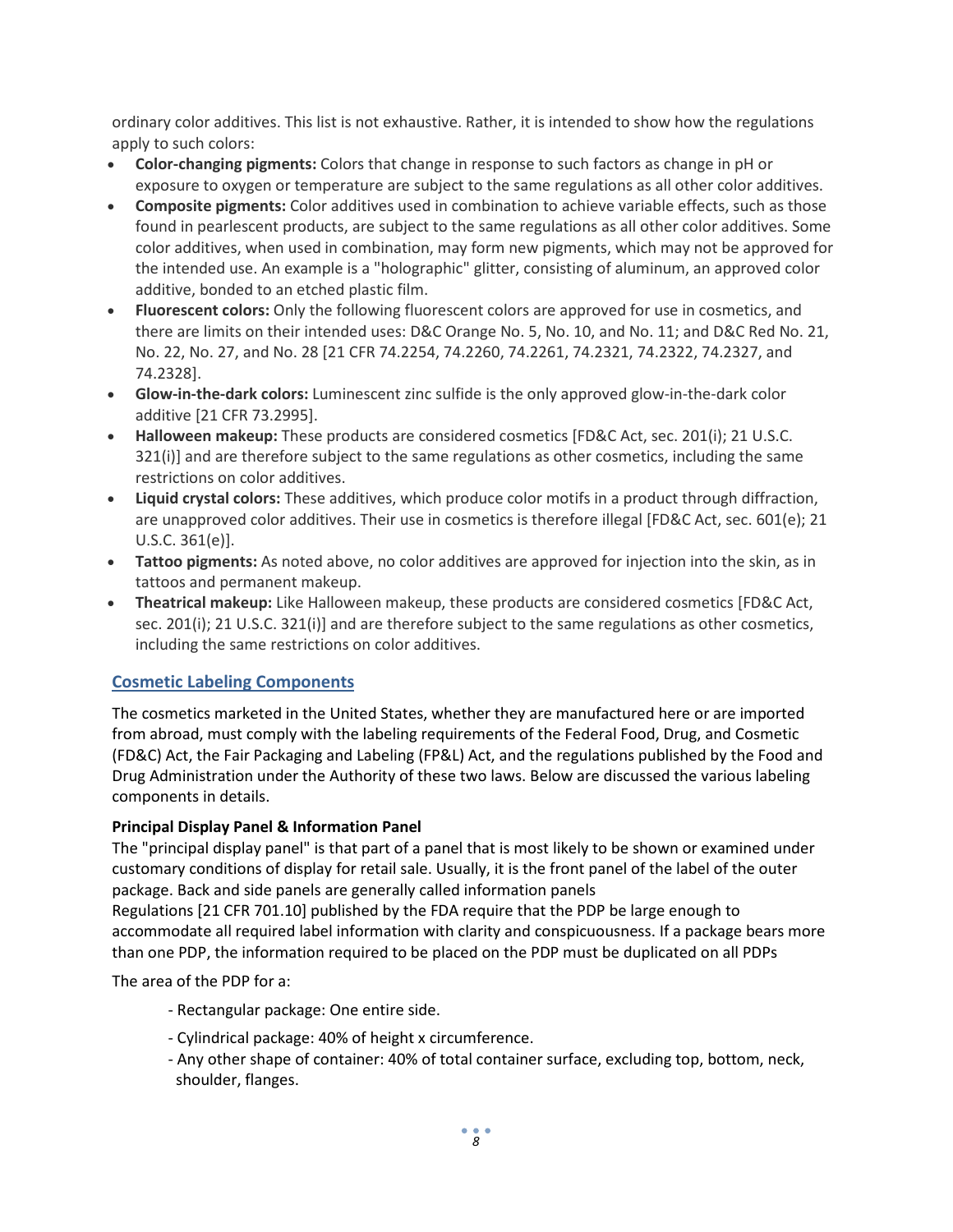ordinary color additives. This list is not exhaustive. Rather, it is intended to show how the regulations apply to such colors:

- **Color-changing pigments:** Colors that change in response to such factors as change in pH or exposure to oxygen or temperature are subject to the same regulations as all other color additives.
- **Composite pigments:** Color additives used in combination to achieve variable effects, such as those found in pearlescent products, are subject to the same regulations as all other color additives. Some color additives, when used in combination, may form new pigments, which may not be approved for the intended use. An example is a "holographic" glitter, consisting of aluminum, an approved color additive, bonded to an etched plastic film.
- **Fluorescent colors:** Only the following fluorescent colors are approved for use in cosmetics, and there are limits on their intended uses: D&C Orange No. 5, No. 10, and No. 11; and D&C Red No. 21, No. 22, No. 27, and No. 28 [21 CFR 74.2254, 74.2260, 74.2261, 74.2321, 74.2322, 74.2327, and 74.2328].
- **Glow-in-the-dark colors:** Luminescent zinc sulfide is the only approved glow-in-the-dark color additive [21 CFR 73.2995].
- **Halloween makeup:** These products are considered cosmetics [FD&C Act, sec. 201(i); 21 U.S.C. 321(i)] and are therefore subject to the same regulations as other cosmetics, including the same restrictions on color additives.
- **Liquid crystal colors:** These additives, which produce color motifs in a product through diffraction, are unapproved color additives. Their use in cosmetics is therefore illegal [FD&C Act, sec. 601(e); 21 U.S.C. 361(e)].
- **Tattoo pigments:** As noted above, no color additives are approved for injection into the skin, as in tattoos and permanent makeup.
- **Theatrical makeup:** Like Halloween makeup, these products are considered cosmetics [FD&C Act, sec. 201(i); 21 U.S.C. 321(i)] and are therefore subject to the same regulations as other cosmetics, including the same restrictions on color additives.

## Cosmetic Labeling Components

The cosmetics marketed in the United States, whether they are manufactured here or are imported from abroad, must comply with the labeling requirements of the Federal Food, Drug, and Cosmetic (FD&C) Act, the Fair Packaging and Labeling (FP&L) Act, and the regulations published by the Food and Drug Administration under the Authority of these two laws. Below are discussed the various labeling components in details.

**Principal Display Panel & Information Panel**

The "principal display panel" is that part of a panel that is most likely to be shown or examined under customary conditions of display for retail sale. Usually, it is the front panel of the label of the outer package. Back and side panels are generally called information panels

Regulations [21 CFR 701.10] published by the FDA require that the PDP be large enough to accommodate all required label information with clarity and conspicuousness. If a package bears more than one PDP, the information required to be placed on the PDP must be duplicated on all PDPs

The area of the PDP for a:

- Rectangular package: One entire side.
- Cylindrical package: 40% of height x circumference.
- Any other shape of container: 40% of total container surface, excluding top, bottom, neck, shoulder, flanges.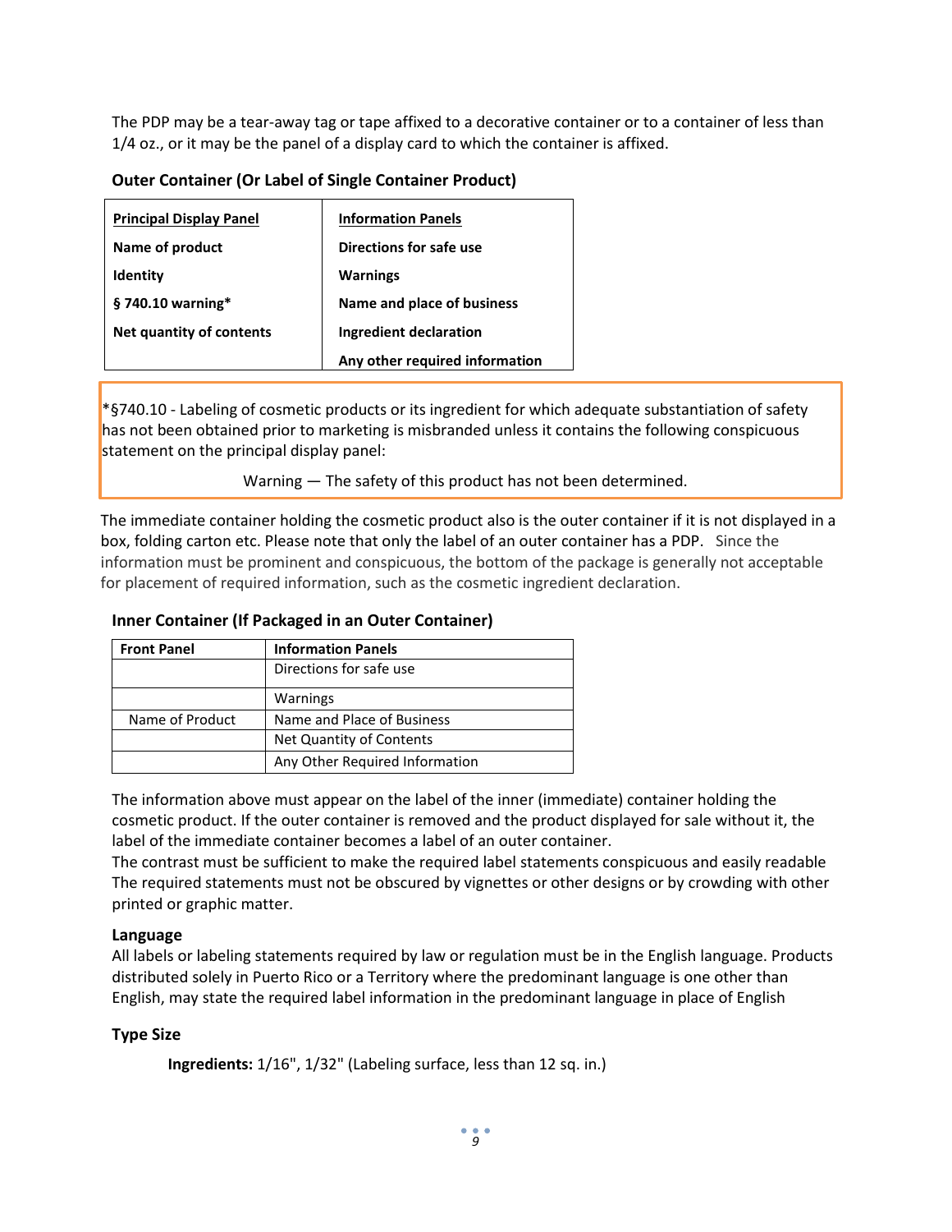The PDP may be a tear-away tag or tape affixed to a decorative container or to a container of less than 1/4 oz., or it may be the panel of a display card to which the container is affixed.

### Outer Container (Or Label of Single Container Product)

| Principal Display Panel | Information Panels |
|---|---|
| Name of product | Directions for safe use |
| Identity | Warnings |
| § 740.10 warning* | Name and place of business |
| Net quantity of contents | Ingredient declaration |
| | Any other required information |

*§740.10 - Labeling of cosmetic products or its ingredient for which adequate substantiation of safety has not been obtained prior to marketing is misbranded unless it contains the following conspicuous statement on the principal display panel:

Warning — The safety of this product has not been determined.

The immediate container holding the cosmetic product also is the outer container if it is not displayed in a box, folding carton etc. Please note that only the label of an outer container has a PDP. Since the information must be prominent and conspicuous, the bottom of the package is generally not acceptable for placement of required information, such as the cosmetic ingredient declaration.

### Inner Container (If Packaged in an Outer Container)

| Front Panel | Information Panels |
|---|---|
| | Directions for safe use |
| | Warnings |
| Name of Product | Name and Place of Business |
| | Net Quantity of Contents |
| | Any Other Required Information |

The information above must appear on the label of the inner (immediate) container holding the cosmetic product. If the outer container is removed and the product displayed for sale without it, the label of the immediate container becomes a label of an outer container.
The contrast must be sufficient to make the required label statements conspicuous and easily readable The required statements must not be obscured by vignettes or other designs or by crowding with other printed or graphic matter.

### Language

All labels or labeling statements required by law or regulation must be in the English language. Products distributed solely in Puerto Rico or a Territory where the predominant language is one other than English, may state the required label information in the predominant language in place of English

### Type Size

**Ingredients:** 1/16", 1/32" (Labeling surface, less than 12 sq. in.)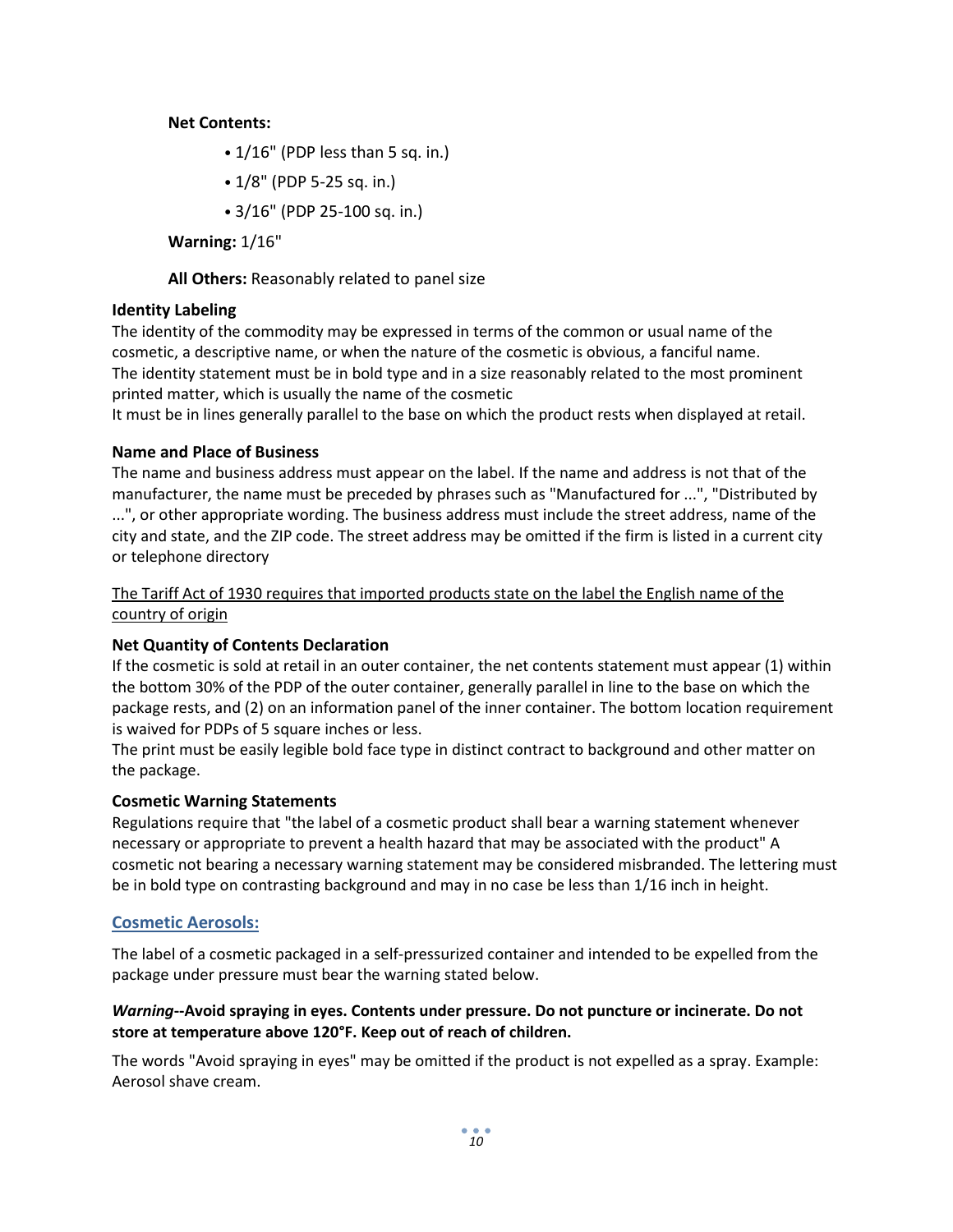**Net Contents:**

- 1/16" (PDP less than 5 sq. in.)
- 1/8" (PDP 5-25 sq. in.)
- 3/16" (PDP 25-100 sq. in.)

**Warning:** 1/16"

**All Others:** Reasonably related to panel size

**Identity Labeling**

The identity of the commodity may be expressed in terms of the common or usual name of the cosmetic, a descriptive name, or when the nature of the cosmetic is obvious, a fanciful name.
The identity statement must be in bold type and in a size reasonably related to the most prominent printed matter, which is usually the name of the cosmetic
It must be in lines generally parallel to the base on which the product rests when displayed at retail.

**Name and Place of Business**

The name and business address must appear on the label. If the name and address is not that of the manufacturer, the name must be preceded by phrases such as "Manufactured for ...", "Distributed by ...", or other appropriate wording. The business address must include the street address, name of the city and state, and the ZIP code. The street address may be omitted if the firm is listed in a current city or telephone directory

<u>The Tariff Act of 1930 requires that imported products state on the label the English name of the country of origin</u>

**Net Quantity of Contents Declaration**

If the cosmetic is sold at retail in an outer container, the net contents statement must appear (1) within the bottom 30% of the PDP of the outer container, generally parallel in line to the base on which the package rests, and (2) on an information panel of the inner container. The bottom location requirement is waived for PDPs of 5 square inches or less.
The print must be easily legible bold face type in distinct contract to background and other matter on the package.

**Cosmetic Warning Statements**

Regulations require that "the label of a cosmetic product shall bear a warning statement whenever necessary or appropriate to prevent a health hazard that may be associated with the product" A cosmetic not bearing a necessary warning statement may be considered misbranded. The lettering must be in bold type on contrasting background and may in no case be less than 1/16 inch in height.

## Cosmetic Aerosols:

The label of a cosmetic packaged in a self-pressurized container and intended to be expelled from the package under pressure must bear the warning stated below.

***Warning*--Avoid spraying in eyes. Contents under pressure. Do not puncture or incinerate. Do not store at temperature above 120°F. Keep out of reach of children.**

The words "Avoid spraying in eyes" may be omitted if the product is not expelled as a spray. Example: Aerosol shave cream.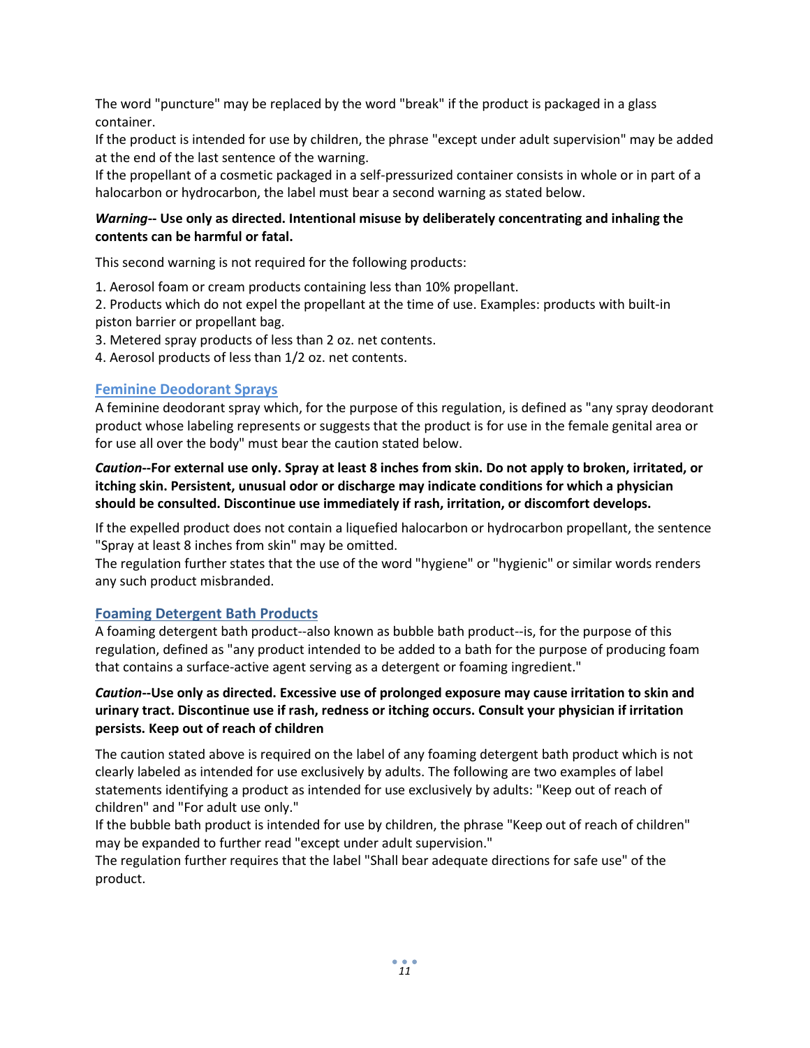The word "puncture" may be replaced by the word "break" if the product is packaged in a glass container.
If the product is intended for use by children, the phrase "except under adult supervision" may be added at the end of the last sentence of the warning.
If the propellant of a cosmetic packaged in a self-pressurized container consists in whole or in part of a halocarbon or hydrocarbon, the label must bear a second warning as stated below.

***Warning*-- Use only as directed. Intentional misuse by deliberately concentrating and inhaling the contents can be harmful or fatal.**

This second warning is not required for the following products:

1. Aerosol foam or cream products containing less than 10% propellant.
2. Products which do not expel the propellant at the time of use. Examples: products with built-in piston barrier or propellant bag.
3. Metered spray products of less than 2 oz. net contents.
4. Aerosol products of less than 1/2 oz. net contents.

## Feminine Deodorant Sprays

A feminine deodorant spray which, for the purpose of this regulation, is defined as "any spray deodorant product whose labeling represents or suggests that the product is for use in the female genital area or for use all over the body" must bear the caution stated below.

***Caution*--For external use only. Spray at least 8 inches from skin. Do not apply to broken, irritated, or itching skin. Persistent, unusual odor or discharge may indicate conditions for which a physician should be consulted. Discontinue use immediately if rash, irritation, or discomfort develops.**

If the expelled product does not contain a liquefied halocarbon or hydrocarbon propellant, the sentence "Spray at least 8 inches from skin" may be omitted.
The regulation further states that the use of the word "hygiene" or "hygienic" or similar words renders any such product misbranded.

## Foaming Detergent Bath Products

A foaming detergent bath product--also known as bubble bath product--is, for the purpose of this regulation, defined as "any product intended to be added to a bath for the purpose of producing foam that contains a surface-active agent serving as a detergent or foaming ingredient."

***Caution*--Use only as directed. Excessive use of prolonged exposure may cause irritation to skin and urinary tract. Discontinue use if rash, redness or itching occurs. Consult your physician if irritation persists. Keep out of reach of children**

The caution stated above is required on the label of any foaming detergent bath product which is not clearly labeled as intended for use exclusively by adults. The following are two examples of label statements identifying a product as intended for use exclusively by adults: "Keep out of reach of children" and "For adult use only."
If the bubble bath product is intended for use by children, the phrase "Keep out of reach of children" may be expanded to further read "except under adult supervision."
The regulation further requires that the label "Shall bear adequate directions for safe use" of the product.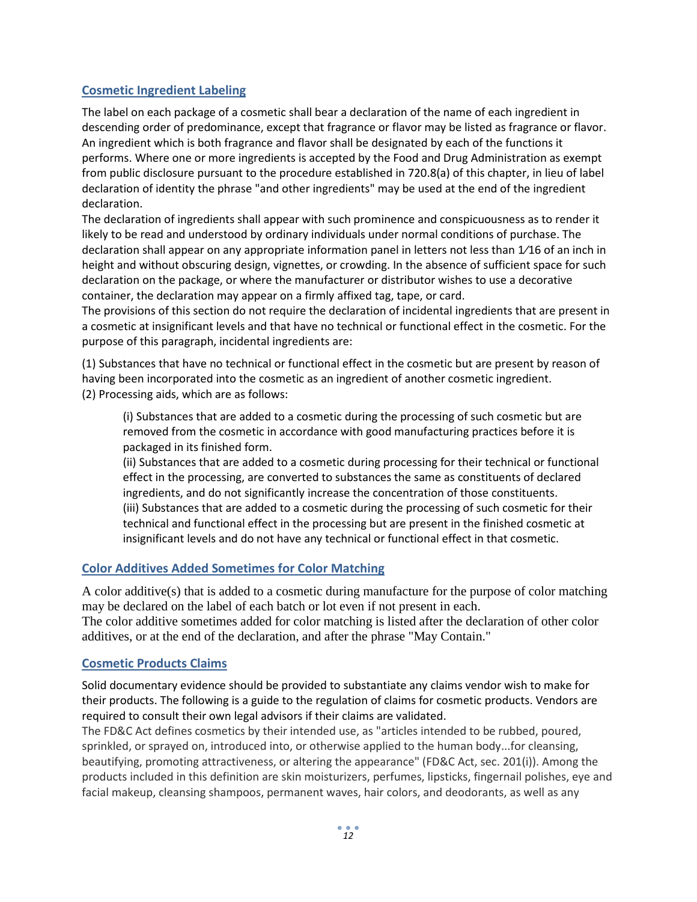## Cosmetic Ingredient Labeling

The label on each package of a cosmetic shall bear a declaration of the name of each ingredient in descending order of predominance, except that fragrance or flavor may be listed as fragrance or flavor. An ingredient which is both fragrance and flavor shall be designated by each of the functions it performs. Where one or more ingredients is accepted by the Food and Drug Administration as exempt from public disclosure pursuant to the procedure established in 720.8(a) of this chapter, in lieu of label declaration of identity the phrase "and other ingredients" may be used at the end of the ingredient declaration.

The declaration of ingredients shall appear with such prominence and conspicuousness as to render it likely to be read and understood by ordinary individuals under normal conditions of purchase. The declaration shall appear on any appropriate information panel in letters not less than 1⁄16 of an inch in height and without obscuring design, vignettes, or crowding. In the absence of sufficient space for such declaration on the package, or where the manufacturer or distributor wishes to use a decorative container, the declaration may appear on a firmly affixed tag, tape, or card.

The provisions of this section do not require the declaration of incidental ingredients that are present in a cosmetic at insignificant levels and that have no technical or functional effect in the cosmetic. For the purpose of this paragraph, incidental ingredients are:

(1) Substances that have no technical or functional effect in the cosmetic but are present by reason of having been incorporated into the cosmetic as an ingredient of another cosmetic ingredient.
(2) Processing aids, which are as follows:

> (i) Substances that are added to a cosmetic during the processing of such cosmetic but are removed from the cosmetic in accordance with good manufacturing practices before it is packaged in its finished form.
> (ii) Substances that are added to a cosmetic during processing for their technical or functional effect in the processing, are converted to substances the same as constituents of declared ingredients, and do not significantly increase the concentration of those constituents.
> (iii) Substances that are added to a cosmetic during the processing of such cosmetic for their technical and functional effect in the processing but are present in the finished cosmetic at insignificant levels and do not have any technical or functional effect in that cosmetic.

## Color Additives Added Sometimes for Color Matching

A color additive(s) that is added to a cosmetic during manufacture for the purpose of color matching may be declared on the label of each batch or lot even if not present in each.
The color additive sometimes added for color matching is listed after the declaration of other color additives, or at the end of the declaration, and after the phrase "May Contain."

## Cosmetic Products Claims

Solid documentary evidence should be provided to substantiate any claims vendor wish to make for their products. The following is a guide to the regulation of claims for cosmetic products. Vendors are required to consult their own legal advisors if their claims are validated.

The FD&C Act defines cosmetics by their intended use, as "articles intended to be rubbed, poured, sprinkled, or sprayed on, introduced into, or otherwise applied to the human body...for cleansing, beautifying, promoting attractiveness, or altering the appearance" (FD&C Act, sec. 201(i)). Among the products included in this definition are skin moisturizers, perfumes, lipsticks, fingernail polishes, eye and facial makeup, cleansing shampoos, permanent waves, hair colors, and deodorants, as well as any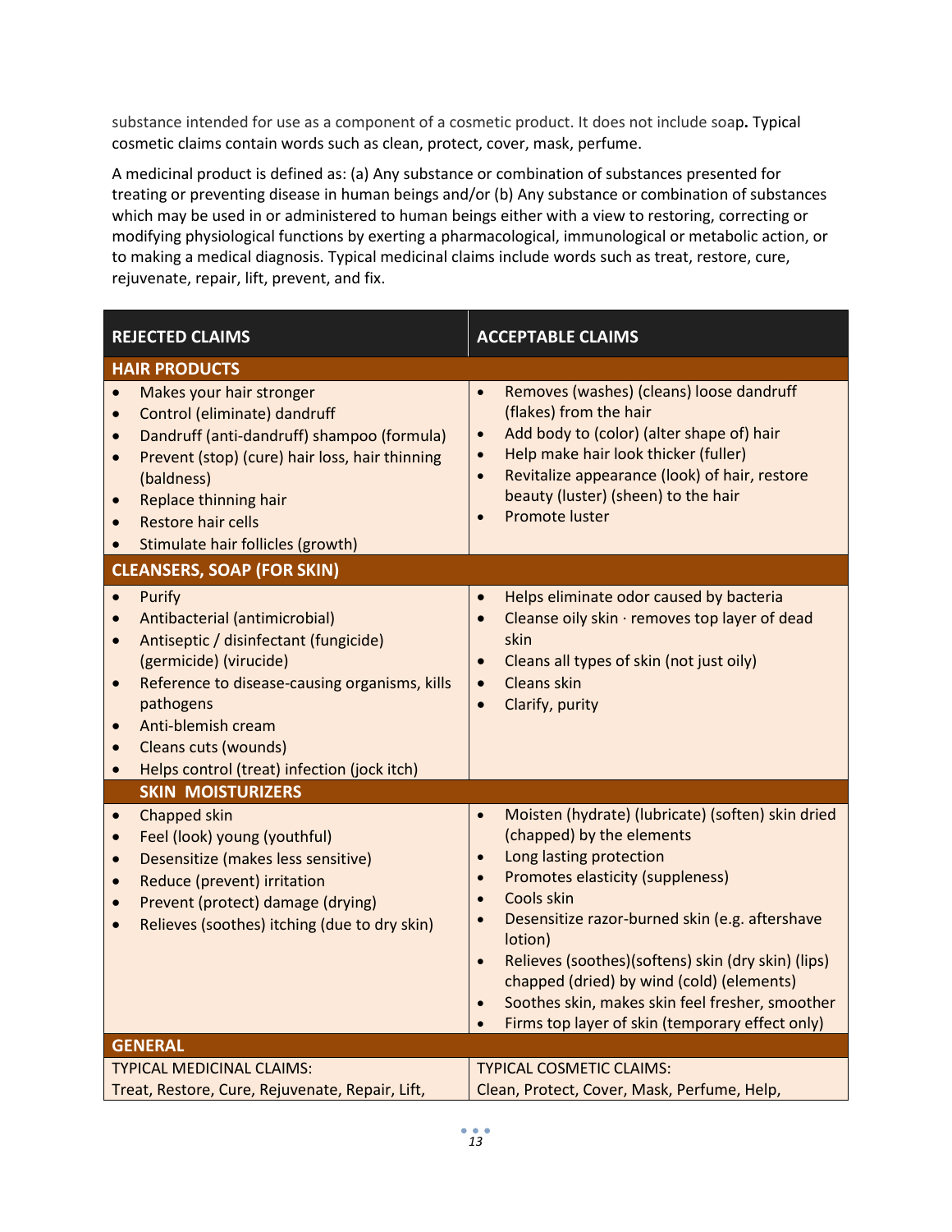substance intended for use as a component of a cosmetic product. It does not include soap**.** Typical cosmetic claims contain words such as clean, protect, cover, mask, perfume.

A medicinal product is defined as: (a) Any substance or combination of substances presented for treating or preventing disease in human beings and/or (b) Any substance or combination of substances which may be used in or administered to human beings either with a view to restoring, correcting or modifying physiological functions by exerting a pharmacological, immunological or metabolic action, or to making a medical diagnosis. Typical medicinal claims include words such as treat, restore, cure, rejuvenate, repair, lift, prevent, and fix.

| REJECTED CLAIMS | ACCEPTABLE CLAIMS |
|---|---|
| **HAIR PRODUCTS** | |
| • Makes your hair stronger<br>• Control (eliminate) dandruff<br>• Dandruff (anti-dandruff) shampoo (formula)<br>• Prevent (stop) (cure) hair loss, hair thinning (baldness)<br>• Replace thinning hair<br>• Restore hair cells<br>• Stimulate hair follicles (growth) | • Removes (washes) (cleans) loose dandruff (flakes) from the hair<br>• Add body to (color) (alter shape of) hair<br>• Help make hair look thicker (fuller)<br>• Revitalize appearance (look) of hair, restore beauty (luster) (sheen) to the hair<br>• Promote luster |
| **CLEANSERS, SOAP (FOR SKIN)** | |
| • Purify<br>• Antibacterial (antimicrobial)<br>• Antiseptic / disinfectant (fungicide) (germicide) (virucide)<br>• Reference to disease-causing organisms, kills pathogens<br>• Anti-blemish cream<br>• Cleans cuts (wounds)<br>• Helps control (treat) infection (jock itch) | • Helps eliminate odor caused by bacteria<br>• Cleanse oily skin · removes top layer of dead skin<br>• Cleans all types of skin (not just oily)<br>• Cleans skin<br>• Clarify, purity |
| **SKIN MOISTURIZERS** | |
| • Chapped skin<br>• Feel (look) young (youthful)<br>• Desensitize (makes less sensitive)<br>• Reduce (prevent) irritation<br>• Prevent (protect) damage (drying)<br>• Relieves (soothes) itching (due to dry skin) | • Moisten (hydrate) (lubricate) (soften) skin dried (chapped) by the elements<br>• Long lasting protection<br>• Promotes elasticity (suppleness)<br>• Cools skin<br>• Desensitize razor-burned skin (e.g. aftershave lotion)<br>• Relieves (soothes)(softens) skin (dry skin) (lips) chapped (dried) by wind (cold) (elements)<br>• Soothes skin, makes skin feel fresher, smoother<br>• Firms top layer of skin (temporary effect only) |
| **GENERAL** | |
| TYPICAL MEDICINAL CLAIMS:<br>Treat, Restore, Cure, Rejuvenate, Repair, Lift, | TYPICAL COSMETIC CLAIMS:<br>Clean, Protect, Cover, Mask, Perfume, Help, |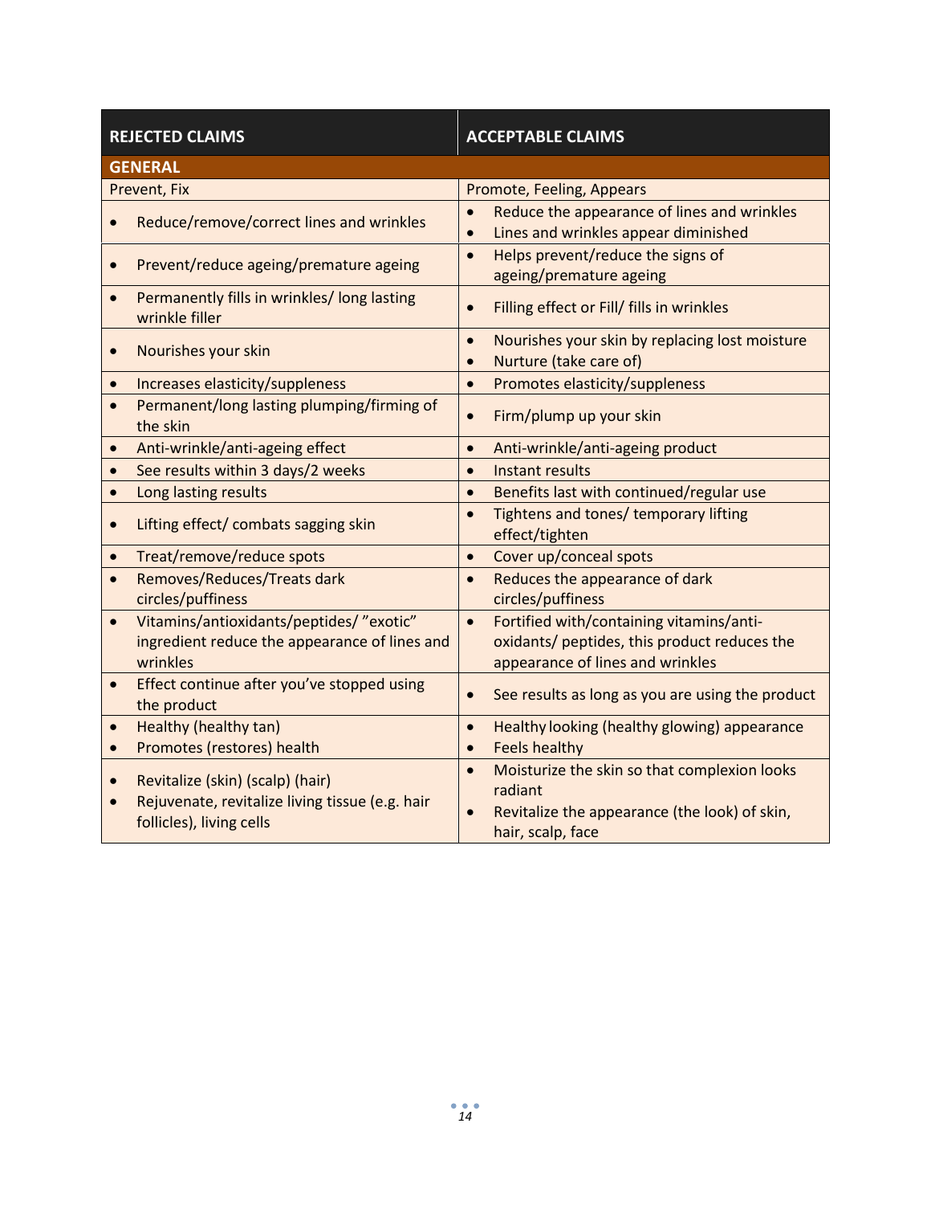| REJECTED CLAIMS | ACCEPTABLE CLAIMS |
|---|---|
| **GENERAL** | |
| Prevent, Fix | Promote, Feeling, Appears |
| • Reduce/remove/correct lines and wrinkles | • Reduce the appearance of lines and wrinkles<br>• Lines and wrinkles appear diminished |
| • Prevent/reduce ageing/premature ageing | • Helps prevent/reduce the signs of ageing/premature ageing |
| • Permanently fills in wrinkles/ long lasting wrinkle filler | • Filling effect or Fill/ fills in wrinkles |
| • Nourishes your skin | • Nourishes your skin by replacing lost moisture<br>• Nurture (take care of) |
| • Increases elasticity/suppleness | • Promotes elasticity/suppleness |
| • Permanent/long lasting plumping/firming of the skin | • Firm/plump up your skin |
| • Anti-wrinkle/anti-ageing effect | • Anti-wrinkle/anti-ageing product |
| • See results within 3 days/2 weeks | • Instant results |
| • Long lasting results | • Benefits last with continued/regular use |
| • Lifting effect/ combats sagging skin | • Tightens and tones/ temporary lifting effect/tighten |
| • Treat/remove/reduce spots | • Cover up/conceal spots |
| • Removes/Reduces/Treats dark circles/puffiness | • Reduces the appearance of dark circles/puffiness |
| • Vitamins/antioxidants/peptides/ "exotic" ingredient reduce the appearance of lines and wrinkles | • Fortified with/containing vitamins/anti-oxidants/ peptides, this product reduces the appearance of lines and wrinkles |
| • Effect continue after you've stopped using the product | • See results as long as you are using the product |
| • Healthy (healthy tan)<br>• Promotes (restores) health | • Healthy looking (healthy glowing) appearance<br>• Feels healthy |
| • Revitalize (skin) (scalp) (hair)<br>• Rejuvenate, revitalize living tissue (e.g. hair follicles), living cells | • Moisturize the skin so that complexion looks radiant<br>• Revitalize the appearance (the look) of skin, hair, scalp, face |